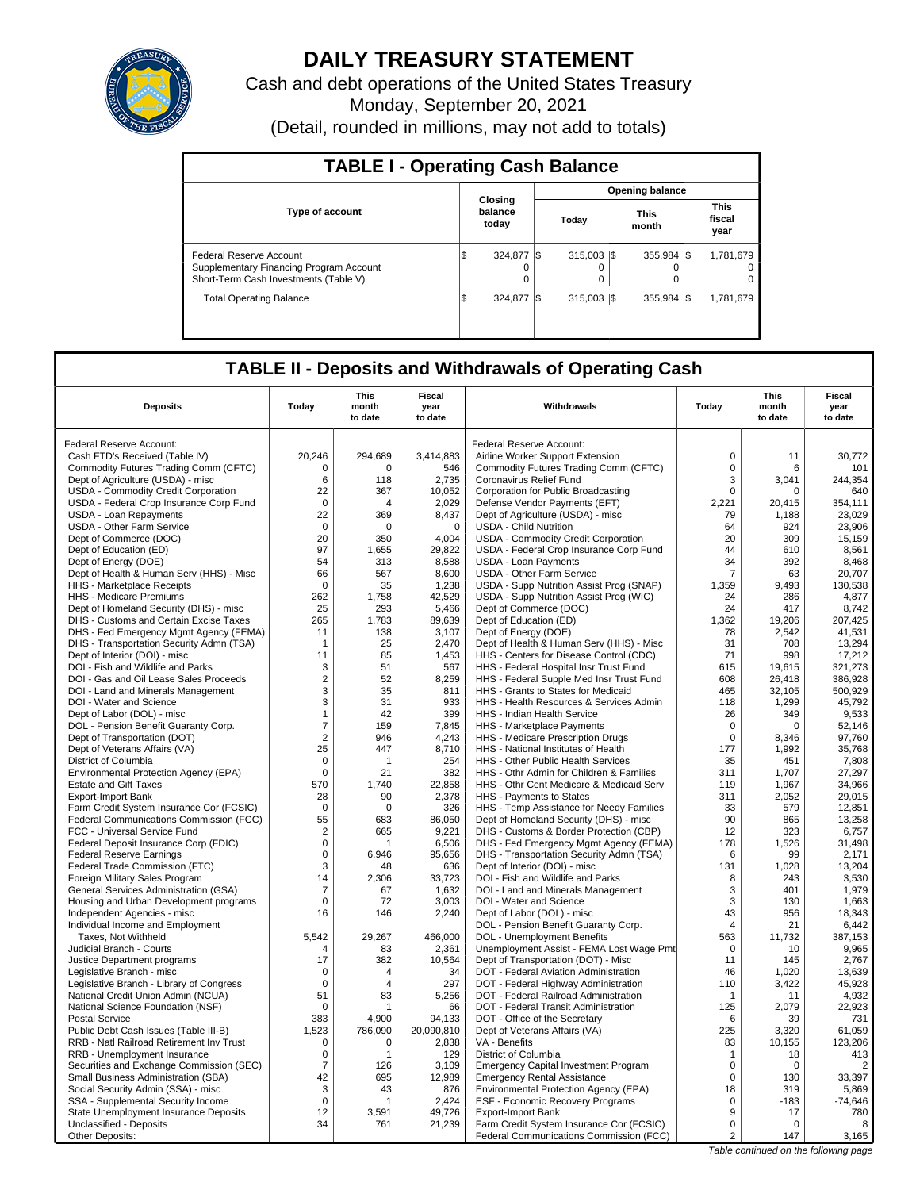# DAILY TREASURY STATEMENT

Cash and debt operations of the United States Treasury

Monday, September 20, 2021

(Detail, rounded in millions, may not add to totals)

## TABLE I - Operating Cash Balance

| Type of account | Closing balance today | Opening balance | | |
|---|---|---|---|---|
| | | Today | This month | This fiscal year |
| Federal Reserve Account | $ 324,877 | $ 315,003 | $ 355,984 | $ 1,781,679 |
| Supplementary Financing Program Account | 0 | 0 | 0 | 0 |
| Short-Term Cash Investments (Table V) | 0 | 0 | 0 | 0 |
| Total Operating Balance | $ 324,877 | $ 315,003 | $ 355,984 | $ 1,781,679 |

## TABLE II - Deposits and Withdrawals of Operating Cash

| Deposits | Today | This month to date | Fiscal year to date | Withdrawals | Today | This month to date | Fiscal year to date |
|---|---|---|---|---|---|---|---|
| Federal Reserve Account: | | | | Federal Reserve Account: | | | |
| Cash FTD's Received (Table IV) | 20,246 | 294,689 | 3,414,883 | Airline Worker Support Extension | 0 | 11 | 30,772 |
| Commodity Futures Trading Comm (CFTC) | 0 | 0 | 546 | Commodity Futures Trading Comm (CFTC) | 0 | 6 | 101 |
| Dept of Agriculture (USDA) - misc | 6 | 118 | 2,735 | Coronavirus Relief Fund | 3 | 3,041 | 244,354 |
| USDA - Commodity Credit Corporation | 22 | 367 | 10,052 | Corporation for Public Broadcasting | 0 | 0 | 640 |
| USDA - Federal Crop Insurance Corp Fund | 0 | 4 | 2,029 | Defense Vendor Payments (EFT) | 2,221 | 20,415 | 354,111 |
| USDA - Loan Repayments | 22 | 369 | 8,437 | Dept of Agriculture (USDA) - misc | 79 | 1,188 | 23,029 |
| USDA - Other Farm Service | 0 | 0 | 0 | USDA - Child Nutrition | 64 | 924 | 23,906 |
| Dept of Commerce (DOC) | 20 | 350 | 4,004 | USDA - Commodity Credit Corporation | 20 | 309 | 15,159 |
| Dept of Education (ED) | 97 | 1,655 | 29,822 | USDA - Federal Crop Insurance Corp Fund | 44 | 610 | 8,561 |
| Dept of Energy (DOE) | 54 | 313 | 8,588 | USDA - Loan Payments | 34 | 392 | 8,468 |
| Dept of Health & Human Serv (HHS) - Misc | 66 | 567 | 8,600 | USDA - Other Farm Service | 7 | 63 | 20,707 |
| HHS - Marketplace Receipts | 0 | 35 | 1,238 | USDA - Supp Nutrition Assist Prog (SNAP) | 1,359 | 9,493 | 130,538 |
| HHS - Medicare Premiums | 262 | 1,758 | 42,529 | USDA - Supp Nutrition Assist Prog (WIC) | 24 | 286 | 4,877 |
| Dept of Homeland Security (DHS) - misc | 25 | 293 | 5,466 | Dept of Commerce (DOC) | 24 | 417 | 8,742 |
| DHS - Customs and Certain Excise Taxes | 265 | 1,783 | 89,639 | Dept of Education (ED) | 1,362 | 19,206 | 207,425 |
| DHS - Fed Emergency Mgmt Agency (FEMA) | 11 | 138 | 3,107 | Dept of Energy (DOE) | 78 | 2,542 | 41,531 |
| DHS - Transportation Security Admn (TSA) | 1 | 25 | 2,470 | Dept of Health & Human Serv (HHS) - Misc | 31 | 708 | 13,294 |
| Dept of Interior (DOI) - misc | 11 | 85 | 1,453 | HHS - Centers for Disease Control (CDC) | 71 | 998 | 17,212 |
| DOI - Fish and Wildlife and Parks | 3 | 51 | 567 | HHS - Federal Hospital Insr Trust Fund | 615 | 19,615 | 321,273 |
| DOI - Gas and Oil Lease Sales Proceeds | 2 | 52 | 8,259 | HHS - Federal Supple Med Insr Trust Fund | 608 | 26,418 | 386,928 |
| DOI - Land and Minerals Management | 3 | 35 | 811 | HHS - Grants to States for Medicaid | 465 | 32,105 | 500,929 |
| DOI - Water and Science | 3 | 31 | 933 | HHS - Health Resources & Services Admin | 118 | 1,299 | 45,792 |
| Dept of Labor (DOL) - misc | 1 | 42 | 399 | HHS - Indian Health Service | 26 | 349 | 9,533 |
| DOL - Pension Benefit Guaranty Corp. | 7 | 159 | 7,845 | HHS - Marketplace Payments | 0 | 0 | 52,146 |
| Dept of Transportation (DOT) | 2 | 946 | 4,243 | HHS - Medicare Prescription Drugs | 0 | 8,346 | 97,760 |
| Dept of Veterans Affairs (VA) | 25 | 447 | 8,710 | HHS - National Institutes of Health | 177 | 1,992 | 35,768 |
| District of Columbia | 0 | 1 | 254 | HHS - Other Public Health Services | 35 | 451 | 7,808 |
| Environmental Protection Agency (EPA) | 0 | 21 | 382 | HHS - Othr Admin for Children & Families | 311 | 1,707 | 27,297 |
| Estate and Gift Taxes | 570 | 1,740 | 22,858 | HHS - Othr Cent Medicare & Medicaid Serv | 119 | 1,967 | 34,966 |
| Export-Import Bank | 28 | 90 | 2,378 | HHS - Payments to States | 311 | 2,052 | 29,015 |
| Farm Credit System Insurance Cor (FCSIC) | 0 | 0 | 326 | HHS - Temp Assistance for Needy Families | 33 | 579 | 12,851 |
| Federal Communications Commission (FCC) | 55 | 683 | 86,050 | Dept of Homeland Security (DHS) - misc | 90 | 865 | 13,258 |
| FCC - Universal Service Fund | 2 | 665 | 9,221 | DHS - Customs & Border Protection (CBP) | 12 | 323 | 6,757 |
| Federal Deposit Insurance Corp (FDIC) | 0 | 1 | 6,506 | DHS - Fed Emergency Mgmt Agency (FEMA) | 178 | 1,526 | 31,498 |
| Federal Reserve Earnings | 0 | 6,946 | 95,656 | DHS - Transportation Security Admn (TSA) | 6 | 99 | 2,171 |
| Federal Trade Commission (FTC) | 3 | 48 | 636 | Dept of Interior (DOI) - misc | 131 | 1,028 | 13,204 |
| Foreign Military Sales Program | 14 | 2,306 | 33,723 | DOI - Fish and Wildlife and Parks | 8 | 243 | 3,530 |
| General Services Administration (GSA) | 7 | 67 | 1,632 | DOI - Land and Minerals Management | 3 | 401 | 1,979 |
| Housing and Urban Development programs | 0 | 72 | 3,003 | DOI - Water and Science | 3 | 130 | 1,663 |
| Independent Agencies - misc | 16 | 146 | 2,240 | Dept of Labor (DOL) - misc | 43 | 956 | 18,343 |
| Individual Income and Employment | | | | DOL - Pension Benefit Guaranty Corp. | 4 | 21 | 6,442 |
| Taxes, Not Withheld | 5,542 | 29,267 | 466,000 | DOL - Unemployment Benefits | 563 | 11,732 | 387,153 |
| Judicial Branch - Courts | 4 | 83 | 2,361 | Unemployment Assist - FEMA Lost Wage Pmt | 0 | 10 | 9,965 |
| Justice Department programs | 17 | 382 | 10,564 | Dept of Transportation (DOT) - Misc | 11 | 145 | 2,767 |
| Legislative Branch - misc | 0 | 4 | 34 | DOT - Federal Aviation Administration | 46 | 1,020 | 13,639 |
| Legislative Branch - Library of Congress | 0 | 4 | 297 | DOT - Federal Highway Administration | 110 | 3,422 | 45,928 |
| National Credit Union Admin (NCUA) | 51 | 83 | 5,256 | DOT - Federal Railroad Administration | 1 | 11 | 4,932 |
| National Science Foundation (NSF) | 0 | 1 | 66 | DOT - Federal Transit Administration | 125 | 2,079 | 22,923 |
| Postal Service | 383 | 4,900 | 94,133 | DOT - Office of the Secretary | 6 | 39 | 731 |
| Public Debt Cash Issues (Table III-B) | 1,523 | 786,090 | 20,090,810 | Dept of Veterans Affairs (VA) | 225 | 3,320 | 61,059 |
| RRB - Natl Railroad Retirement Inv Trust | 0 | 0 | 2,838 | VA - Benefits | 83 | 10,155 | 123,206 |
| RRB - Unemployment Insurance | 0 | 1 | 129 | District of Columbia | 1 | 18 | 413 |
| Securities and Exchange Commission (SEC) | 7 | 126 | 3,109 | Emergency Capital Investment Program | 0 | 0 | 2 |
| Small Business Administration (SBA) | 42 | 695 | 12,989 | Emergency Rental Assistance | 0 | 130 | 33,397 |
| Social Security Admin (SSA) - misc | 3 | 43 | 876 | Environmental Protection Agency (EPA) | 18 | 319 | 5,869 |
| SSA - Supplemental Security Income | 0 | 1 | 2,424 | ESF - Economic Recovery Programs | 0 | -183 | -74,646 |
| State Unemployment Insurance Deposits | 12 | 3,591 | 49,726 | Export-Import Bank | 9 | 17 | 780 |
| Unclassified - Deposits | 34 | 761 | 21,239 | Farm Credit System Insurance Cor (FCSIC) | 0 | 0 | 8 |
| Other Deposits: | | | | Federal Communications Commission (FCC) | 2 | 147 | 3,165 |

*Table continued on the following page*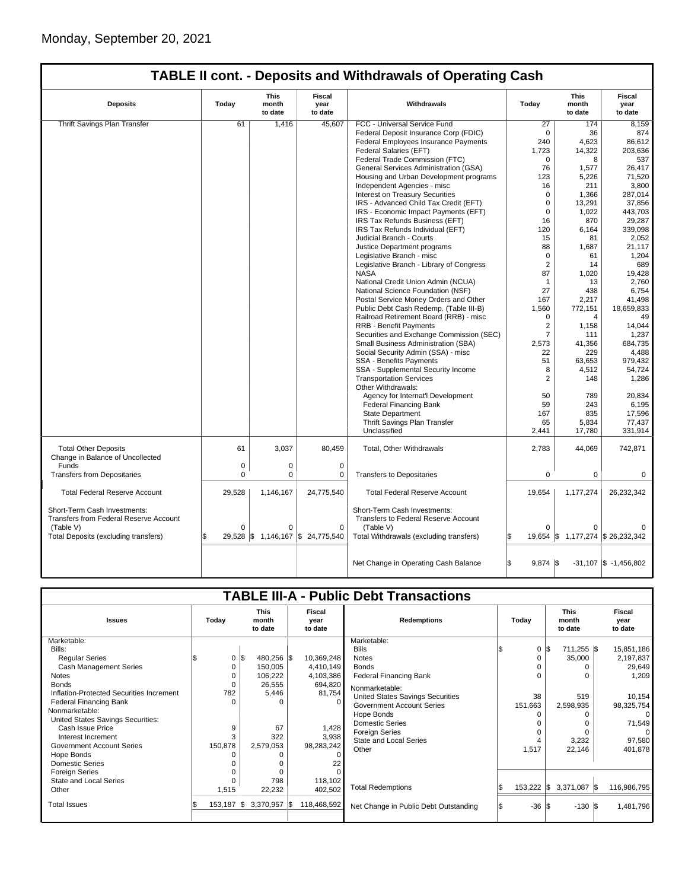Monday, September 20, 2021

## TABLE II cont. - Deposits and Withdrawals of Operating Cash

| Deposits | Today | This month to date | Fiscal year to date | Withdrawals | Today | This month to date | Fiscal year to date |
|---|---|---|---|---|---|---|---|
| Thrift Savings Plan Transfer | 61 | 1,416 | 45,607 | FCC - Universal Service Fund | 27 | 174 | 8,159 |
| | | | | Federal Deposit Insurance Corp (FDIC) | 0 | 36 | 874 |
| | | | | Federal Employees Insurance Payments | 240 | 4,623 | 86,612 |
| | | | | Federal Salaries (EFT) | 1,723 | 14,322 | 203,636 |
| | | | | Federal Trade Commission (FTC) | 0 | 8 | 537 |
| | | | | General Services Administration (GSA) | 76 | 1,577 | 26,417 |
| | | | | Housing and Urban Development programs | 123 | 5,226 | 71,520 |
| | | | | Independent Agencies - misc | 16 | 211 | 3,800 |
| | | | | Interest on Treasury Securities | 0 | 1,366 | 287,014 |
| | | | | IRS - Advanced Child Tax Credit (EFT) | 0 | 13,291 | 37,856 |
| | | | | IRS - Economic Impact Payments (EFT) | 0 | 1,022 | 443,703 |
| | | | | IRS Tax Refunds Business (EFT) | 16 | 870 | 29,287 |
| | | | | IRS Tax Refunds Individual (EFT) | 120 | 6,164 | 339,098 |
| | | | | Judicial Branch - Courts | 15 | 81 | 2,052 |
| | | | | Justice Department programs | 88 | 1,687 | 21,117 |
| | | | | Legislative Branch - misc | 0 | 61 | 1,204 |
| | | | | Legislative Branch - Library of Congress | 2 | 14 | 689 |
| | | | | NASA | 87 | 1,020 | 19,428 |
| | | | | National Credit Union Admin (NCUA) | 1 | 13 | 2,760 |
| | | | | National Science Foundation (NSF) | 27 | 438 | 6,754 |
| | | | | Postal Service Money Orders and Other | 167 | 2,217 | 41,498 |
| | | | | Public Debt Cash Redemp. (Table III-B) | 1,560 | 772,151 | 18,659,833 |
| | | | | Railroad Retirement Board (RRB) - misc | 0 | 4 | 49 |
| | | | | RRB - Benefit Payments | 2 | 1,158 | 14,044 |
| | | | | Securities and Exchange Commission (SEC) | 7 | 111 | 1,237 |
| | | | | Small Business Administration (SBA) | 2,573 | 41,356 | 684,735 |
| | | | | Social Security Admin (SSA) - misc | 22 | 229 | 4,488 |
| | | | | SSA - Benefits Payments | 51 | 63,653 | 979,432 |
| | | | | SSA - Supplemental Security Income | 8 | 4,512 | 54,724 |
| | | | | Transportation Services | 2 | 148 | 1,286 |
| | | | | Other Withdrawals: | | | |
| | | | | Agency for Internat'l Development | 50 | 789 | 20,834 |
| | | | | Federal Financing Bank | 59 | 243 | 6,195 |
| | | | | State Department | 167 | 835 | 17,596 |
| | | | | Thrift Savings Plan Transfer | 65 | 5,834 | 77,437 |
| | | | | Unclassified | 2,441 | 17,780 | 331,914 |
| Total Other Deposits | 61 | 3,037 | 80,459 | Total, Other Withdrawals | 2,783 | 44,069 | 742,871 |
| Change in Balance of Uncollected Funds | 0 | 0 | 0 | | | | |
| Transfers from Depositaries | 0 | 0 | 0 | Transfers to Depositaries | 0 | 0 | 0 |
| Total Federal Reserve Account | 29,528 | 1,146,167 | 24,775,540 | Total Federal Reserve Account | 19,654 | 1,177,274 | 26,232,342 |
| Short-Term Cash Investments: Transfers from Federal Reserve Account (Table V) | 0 | 0 | 0 | Short-Term Cash Investments: Transfers to Federal Reserve Account (Table V) | 0 | 0 | 0 |
| Total Deposits (excluding transfers) | $ 29,528 | $ 1,146,167 | $ 24,775,540 | Total Withdrawals (excluding transfers) | $ 19,654 | $ 1,177,274 | $ 26,232,342 |
| | | | | Net Change in Operating Cash Balance | $ 9,874 | $ -31,107 | $ -1,456,802 |

## TABLE III-A - Public Debt Transactions

| Issues | Today | This month to date | Fiscal year to date | Redemptions | Today | This month to date | Fiscal year to date |
|---|---|---|---|---|---|---|---|
| Marketable: | | | | Marketable: | | | |
| Bills: | | | | Bills | $ 0 | $ 711,255 | $ 15,851,186 |
| Regular Series | $ 0 | $ 480,256 | $ 10,369,248 | Notes | 0 | 35,000 | 2,197,837 |
| Cash Management Series | 0 | 150,005 | 4,410,149 | Bonds | 0 | 0 | 29,649 |
| Notes | 0 | 106,222 | 4,103,386 | Federal Financing Bank | 0 | 0 | 1,209 |
| Bonds | 0 | 26,555 | 694,820 | Nonmarketable: | | | |
| Inflation-Protected Securities Increment | 782 | 5,446 | 81,754 | United States Savings Securities | 38 | 519 | 10,154 |
| Federal Financing Bank | 0 | 0 | 0 | Government Account Series | 151,663 | 2,598,935 | 98,325,754 |
| Nonmarketable: | | | | Hope Bonds | 0 | 0 | 0 |
| United States Savings Securities: | | | | Domestic Series | 0 | 0 | 71,549 |
| Cash Issue Price | 9 | 67 | 1,428 | Foreign Series | 0 | 0 | 0 |
| Interest Increment | 3 | 322 | 3,938 | State and Local Series | 4 | 3,232 | 97,580 |
| Government Account Series | 150,878 | 2,579,053 | 98,283,242 | Other | 1,517 | 22,146 | 401,878 |
| Hope Bonds | 0 | 0 | 0 | | | | |
| Domestic Series | 0 | 0 | 22 | | | | |
| Foreign Series | 0 | 0 | 0 | | | | |
| State and Local Series | 0 | 798 | 118,102 | | | | |
| Other | 1,515 | 22,232 | 402,502 | Total Redemptions | $ 153,222 | $ 3,371,087 | $ 116,986,795 |
| Total Issues | $ 153,187 | $ 3,370,957 | $ 118,468,592 | Net Change in Public Debt Outstanding | $ -36 | $ -130 | $ 1,481,796 |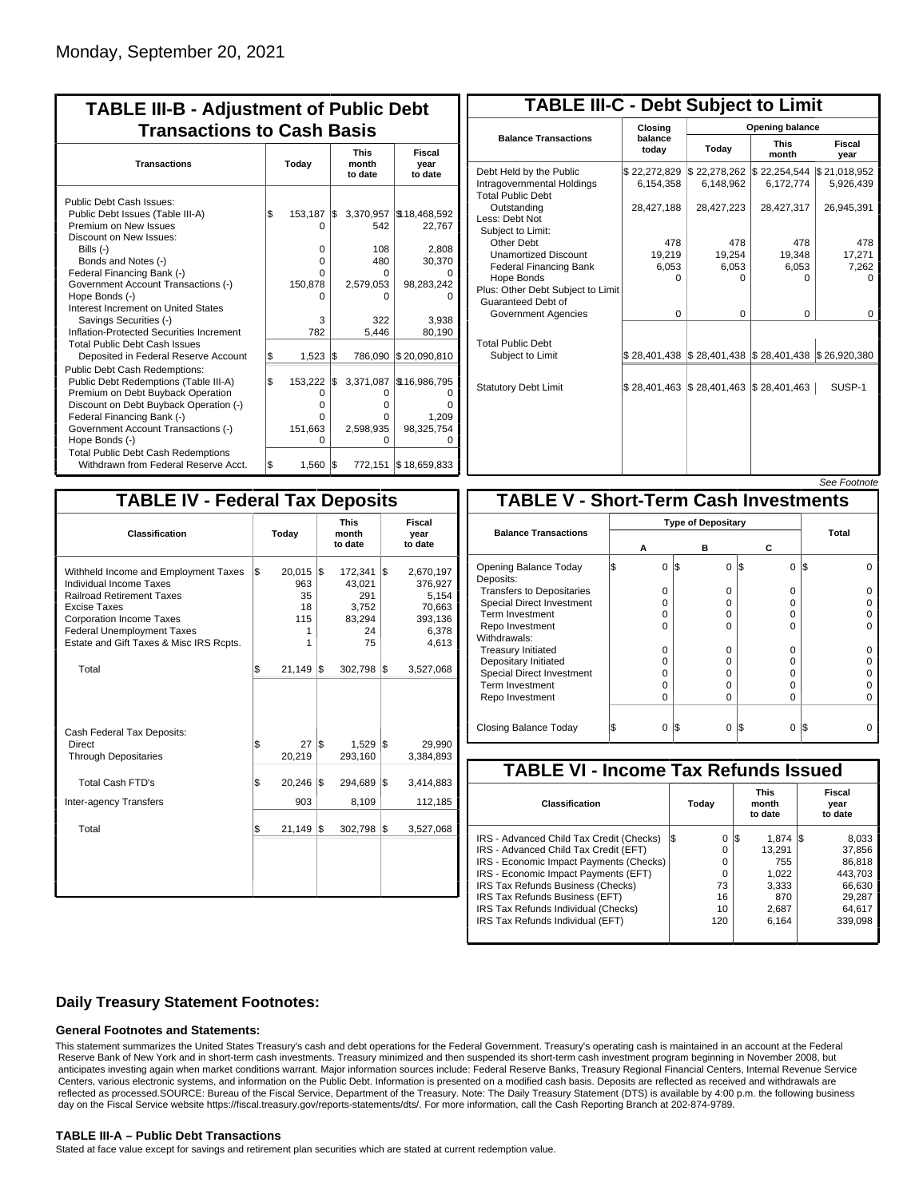Monday, September 20, 2021

## TABLE III-B - Adjustment of Public Debt Transactions to Cash Basis

| Transactions | Today | This month to date | Fiscal year to date |
|---|---|---|---|
| Public Debt Cash Issues: | | | |
| Public Debt Issues (Table III-A) | $ 153,187 | $ 3,370,957 | $ 18,468,592 |
| Premium on New Issues | 0 | 542 | 22,767 |
| Discount on New Issues: | | | |
| Bills (-) | 0 | 108 | 2,808 |
| Bonds and Notes (-) | 0 | 480 | 30,370 |
| Federal Financing Bank (-) | 0 | 0 | 0 |
| Government Account Transactions (-) | 150,878 | 2,579,053 | 98,283,242 |
| Hope Bonds (-) | 0 | 0 | 0 |
| Interest Increment on United States Savings Securities (-) | 3 | 322 | 3,938 |
| Inflation-Protected Securities Increment | 782 | 5,446 | 80,190 |
| Total Public Debt Cash Issues Deposited in Federal Reserve Account | $ 1,523 | $ 786,090 | $ 20,090,810 |
| Public Debt Cash Redemptions: | | | |
| Public Debt Redemptions (Table III-A) | $ 153,222 | $ 3,371,087 | $ 16,986,795 |
| Premium on Debt Buyback Operation | 0 | 0 | 0 |
| Discount on Debt Buyback Operation (-) | 0 | 0 | 0 |
| Federal Financing Bank (-) | 0 | 0 | 1,209 |
| Government Account Transactions (-) | 151,663 | 2,598,935 | 98,325,754 |
| Hope Bonds (-) | 0 | 0 | 0 |
| Total Public Debt Cash Redemptions Withdrawn from Federal Reserve Acct. | $ 1,560 | $ 772,151 | $ 18,659,833 |

## TABLE III-C - Debt Subject to Limit

| Balance Transactions | Closing balance today | Opening balance Today | Opening balance This month | Opening balance Fiscal year |
|---|---|---|---|---|
| Debt Held by the Public | $ 22,272,829 | $ 22,278,262 | $ 22,254,544 | $ 21,018,952 |
| Intragovernmental Holdings | 6,154,358 | 6,148,962 | 6,172,774 | 5,926,439 |
| Total Public Debt Outstanding | 28,427,188 | 28,427,223 | 28,427,317 | 26,945,391 |
| Less: Debt Not Subject to Limit: | | | | |
| Other Debt | 478 | 478 | 478 | 478 |
| Unamortized Discount | 19,219 | 19,254 | 19,348 | 17,271 |
| Federal Financing Bank | 6,053 | 6,053 | 6,053 | 7,262 |
| Hope Bonds | 0 | 0 | 0 | 0 |
| Plus: Other Debt Subject to Limit | | | | |
| Guaranteed Debt of Government Agencies | 0 | 0 | 0 | 0 |
| Total Public Debt Subject to Limit | $ 28,401,438 | $ 28,401,438 | $ 28,401,438 | $ 26,920,380 |
| Statutory Debt Limit | $ 28,401,463 | $ 28,401,463 | $ 28,401,463 | SUSP-1 |

*See Footnote*

## TABLE IV - Federal Tax Deposits

| Classification | Today | This month to date | Fiscal year to date |
|---|---|---|---|
| Withheld Income and Employment Taxes | $ 20,015 | $ 172,341 | $ 2,670,197 |
| Individual Income Taxes | 963 | 43,021 | 376,927 |
| Railroad Retirement Taxes | 35 | 291 | 5,154 |
| Excise Taxes | 18 | 3,752 | 70,663 |
| Corporation Income Taxes | 115 | 83,294 | 393,136 |
| Federal Unemployment Taxes | 1 | 24 | 6,378 |
| Estate and Gift Taxes & Misc IRS Rcpts. | 1 | 75 | 4,613 |
| Total | $ 21,149 | $ 302,798 | $ 3,527,068 |
| Cash Federal Tax Deposits: | | | |
| Direct | $ 27 | $ 1,529 | $ 29,990 |
| Through Depositaries | 20,219 | 293,160 | 3,384,893 |
| Total Cash FTD's | $ 20,246 | $ 294,689 | $ 3,414,883 |
| Inter-agency Transfers | 903 | 8,109 | 112,185 |
| Total | $ 21,149 | $ 302,798 | $ 3,527,068 |

## TABLE V - Short-Term Cash Investments

| Balance Transactions | Type of Depositary A | B | C | Total |
|---|---|---|---|---|
| Opening Balance Today | $ 0 | $ 0 | $ 0 | $ 0 |
| Deposits: | | | | |
| Transfers to Depositaries | 0 | 0 | 0 | 0 |
| Special Direct Investment | 0 | 0 | 0 | 0 |
| Term Investment | 0 | 0 | 0 | 0 |
| Repo Investment | 0 | 0 | 0 | 0 |
| Withdrawals: | | | | |
| Treasury Initiated | 0 | 0 | 0 | 0 |
| Depositary Initiated | 0 | 0 | 0 | 0 |
| Special Direct Investment | 0 | 0 | 0 | 0 |
| Term Investment | 0 | 0 | 0 | 0 |
| Repo Investment | 0 | 0 | 0 | 0 |
| Closing Balance Today | $ 0 | $ 0 | $ 0 | $ 0 |

## TABLE VI - Income Tax Refunds Issued

| Classification | Today | This month to date | Fiscal year to date |
|---|---|---|---|
| IRS - Advanced Child Tax Credit (Checks) | $ 0 | $ 1,874 | $ 8,033 |
| IRS - Advanced Child Tax Credit (EFT) | 0 | 13,291 | 37,856 |
| IRS - Economic Impact Payments (Checks) | 0 | 755 | 86,818 |
| IRS - Economic Impact Payments (EFT) | 0 | 1,022 | 443,703 |
| IRS Tax Refunds Business (Checks) | 73 | 3,333 | 66,630 |
| IRS Tax Refunds Business (EFT) | 16 | 870 | 29,287 |
| IRS Tax Refunds Individual (Checks) | 10 | 2,687 | 64,617 |
| IRS Tax Refunds Individual (EFT) | 120 | 6,164 | 339,098 |

### Daily Treasury Statement Footnotes:

#### General Footnotes and Statements:

This statement summarizes the United States Treasury's cash and debt operations for the Federal Government. Treasury's operating cash is maintained in an account at the Federal Reserve Bank of New York and in short-term cash investments. Treasury minimized and then suspended its short-term cash investment program beginning in November 2008, but anticipates investing again when market conditions warrant. Major information sources include: Federal Reserve Banks, Treasury Regional Financial Centers, Internal Revenue Service Centers, various electronic systems, and information on the Public Debt. Information is presented on a modified cash basis. Deposits are reflected as received and withdrawals are reflected as processed.SOURCE: Bureau of the Fiscal Service, Department of the Treasury. Note: The Daily Treasury Statement (DTS) is available by 4:00 p.m. the following business day on the Fiscal Service website https://fiscal.treasury.gov/reports-statements/dts/. For more information, call the Cash Reporting Branch at 202-874-9789.

#### TABLE III-A – Public Debt Transactions

Stated at face value except for savings and retirement plan securities which are stated at current redemption value.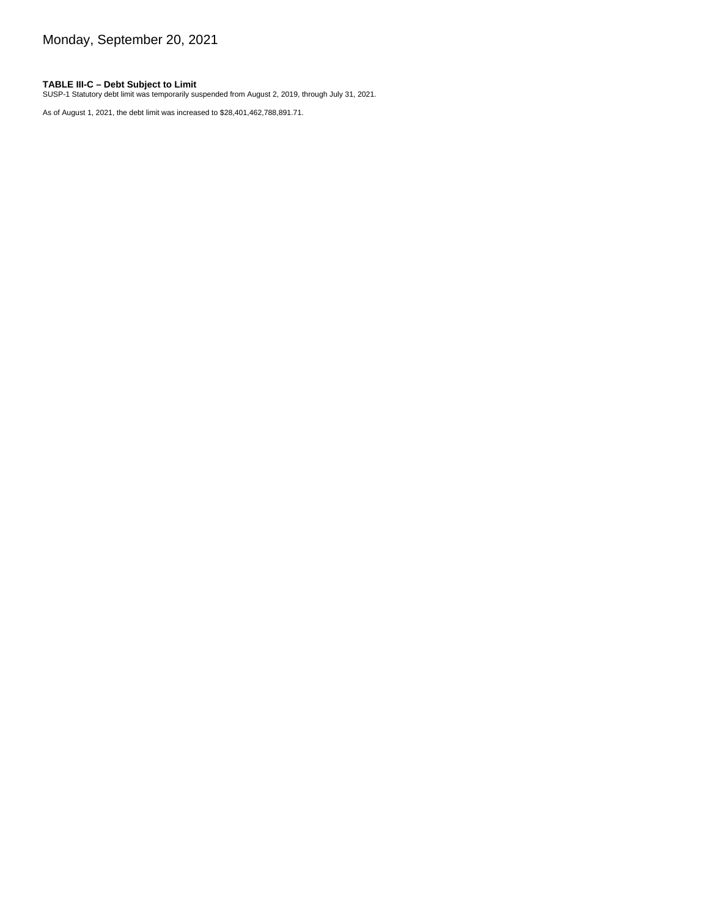Monday, September 20, 2021

**TABLE III-C – Debt Subject to Limit**

SUSP-1 Statutory debt limit was temporarily suspended from August 2, 2019, through July 31, 2021.

As of August 1, 2021, the debt limit was increased to $28,401,462,788,891.71.